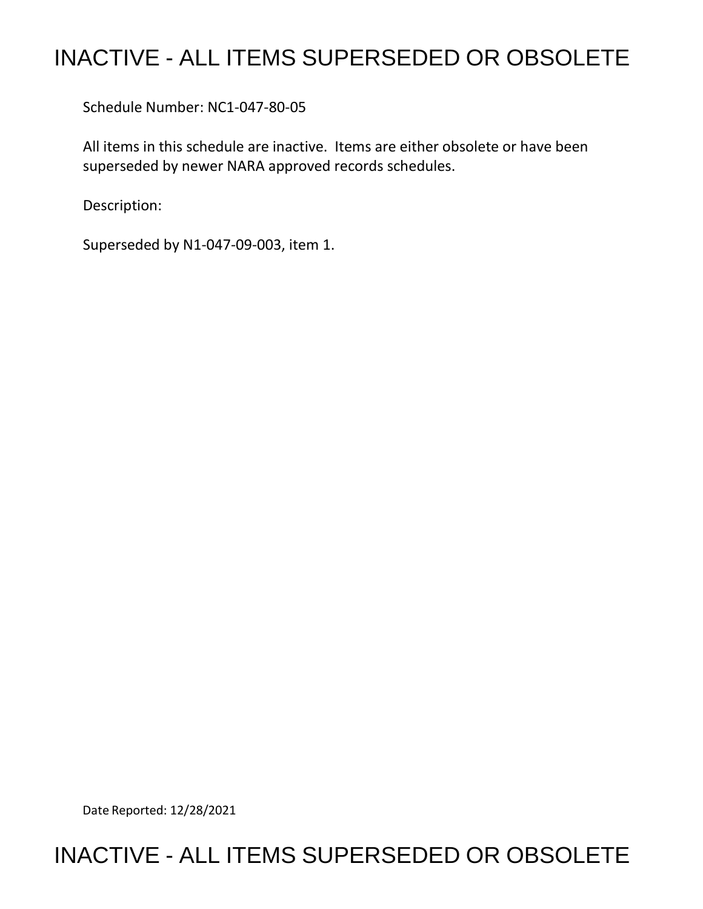# INACTIVE - ALL ITEMS SUPERSEDED OR OBSOLETE

Schedule Number: NC1-047-80-05

All items in this schedule are inactive. Items are either obsolete or have been superseded by newer NARA approved records schedules.

Description:

Superseded by N1-047-09-003, item 1.

Date Reported: 12/28/2021

# INACTIVE - ALL ITEMS SUPERSEDED OR OBSOLETE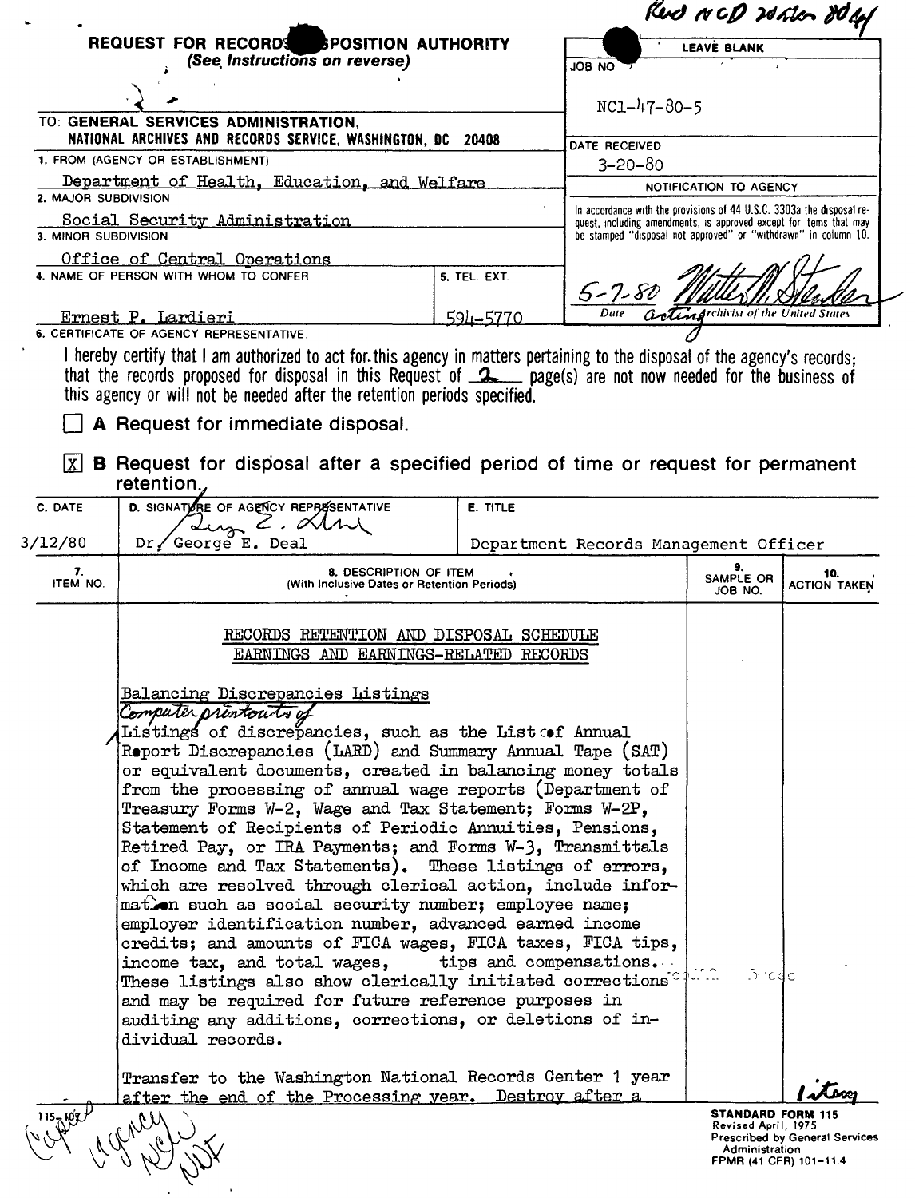Recd NCD 20 Mar 80 AY

## REQUEST FOR RECORDS DISPOSITION AUTHORITY
*(See Instructions on reverse)*

| LEAVE BLANK |
|---|
| JOB NO NC1-47-80-5 |
| DATE RECEIVED 3-20-80 |
| NOTIFICATION TO AGENCY |
| In accordance with the provisions of 44 U.S.C. 3303a the disposal request, including amendments, is approved except for items that may be stamped "disposal not approved" or "withdrawn" in column 10. |
| 5-7-80 Date — Acting Archivist of the United States |

TO: **GENERAL SERVICES ADMINISTRATION, NATIONAL ARCHIVES AND RECORDS SERVICE, WASHINGTON, DC 20408**

1. FROM (AGENCY OR ESTABLISHMENT): Department of Health, Education, and Welfare
2. MAJOR SUBDIVISION: Social Security Administration
3. MINOR SUBDIVISION: Office of Central Operations
4. NAME OF PERSON WITH WHOM TO CONFER: Ernest P. Lardieri
5. TEL. EXT.: 594-5770

6. CERTIFICATE OF AGENCY REPRESENTATIVE.

I hereby certify that I am authorized to act for this agency in matters pertaining to the disposal of the agency's records; that the records proposed for disposal in this Request of 2 page(s) are not now needed for the business of this agency or will not be needed after the retention periods specified.

☐ **A** Request for immediate disposal.

☒ **B** Request for disposal after a specified period of time or request for permanent retention.

| C. DATE | D. SIGNATURE OF AGENCY REPRESENTATIVE | E. TITLE |
|---|---|---|
| 3/12/80 | Dr. George E. Deal | Department Records Management Officer |

| 7. ITEM NO. | 8. DESCRIPTION OF ITEM (With Inclusive Dates or Retention Periods) | 9. SAMPLE OR JOB NO. | 10. ACTION TAKEN |
|---|---|---|---|
| | RECORDS RETENTION AND DISPOSAL SCHEDULE<br>EARNINGS AND EARNINGS-RELATED RECORDS | | |
| 1 | Balancing Discrepancies Listings<br>Computer printouts of Listings of discrepancies, such as the List of Annual Report Discrepancies (LARD) and Summary Annual Tape (SAT) or equivalent documents, created in balancing money totals from the processing of annual wage reports (Department of Treasury Forms W-2, Wage and Tax Statement; Forms W-2P, Statement of Recipients of Periodic Annuities, Pensions, Retired Pay, or IRA Payments; and Forms W-3, Transmittals of Income and Tax Statements). These listings of errors, which are resolved through clerical action, include information such as social security number; employee name; employer identification number, advanced earned income credits; and amounts of FICA wages, FICA taxes, FICA tips, income tax, and total wages, tips and compensations. These listings also show clerically initiated corrections and may be required for future reference purposes in auditing any additions, corrections, or deletions of individual records.<br><br>Transfer to the Washington National Records Center 1 year after the end of the Processing year. Destroy after a | | |

115-107

Copies Agency NCW NDF

**STANDARD FORM 115**
Revised April, 1975
Prescribed by General Services Administration
FPMR (41 CFR) 101-11.4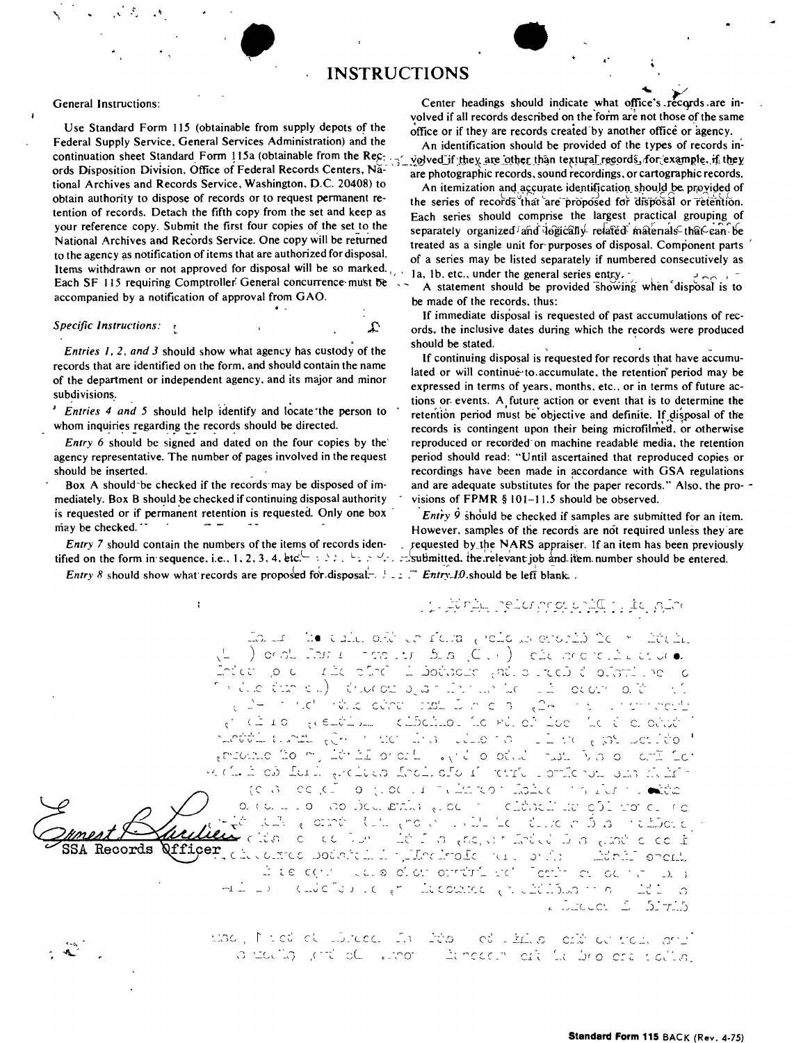# INSTRUCTIONS

General Instructions:

Use Standard Form 115 (obtainable from supply depots of the Federal Supply Service, General Services Administration) and the continuation sheet Standard Form 115a (obtainable from the Records Disposition Division, Office of Federal Records Centers, National Archives and Records Service, Washington, D.C. 20408) to obtain authority to dispose of records or to request permanent retention of records. Detach the fifth copy from the set and keep as your reference copy. Submit the first four copies of the set to the National Archives and Records Service. One copy will be returned to the agency as notification of items that are authorized for disposal. Items withdrawn or not approved for disposal will be so marked. Each SF 115 requiring Comptroller General concurrence must be accompanied by a notification of approval from GAO.

*Specific Instructions:*

*Entries 1, 2, and 3* should show what agency has custody of the records that are identified on the form, and should contain the name of the department or independent agency, and its major and minor subdivisions.

*Entries 4 and 5* should help identify and locate the person to whom inquiries regarding the records should be directed.

*Entry 6* should be signed and dated on the four copies by the agency representative. The number of pages involved in the request should be inserted.

Box A should be checked if the records may be disposed of immediately. Box B should be checked if continuing disposal authority is requested or if permanent retention is requested. Only one box may be checked.

*Entry 7* should contain the numbers of the items of records identified on the form in sequence, i.e., 1, 2, 3, 4, etc.

*Entry 8* should show what records are proposed for disposal.

Center headings should indicate what office's records are involved if all records described on the form are not those of the same office or if they are records created by another office or agency.

An identification should be provided of the types of records involved if they are other than textual records, for example, if they are photographic records, sound recordings, or cartographic records.

An itemization and accurate identification should be provided of the series of records that are proposed for disposal or retention. Each series should comprise the largest practical grouping of separately organized and logically related materials that can be treated as a single unit for purposes of disposal. Component parts of a series may be listed separately if numbered consecutively as 1a, 1b, etc., under the general series entry.

A statement should be provided showing when disposal is to be made of the records, thus:

If immediate disposal is requested of past accumulations of records, the inclusive dates during which the records were produced should be stated.

If continuing disposal is requested for records that have accumulated or will continue to accumulate, the retention period may be expressed in terms of years, months, etc., or in terms of future actions or events. A future action or event that is to determine the retention period must be objective and definite. If disposal of the records is contingent upon their being microfilmed, or otherwise reproduced or recorded on machine readable media, the retention period should read: "Until ascertained that reproduced copies or recordings have been made in accordance with GSA regulations and are adequate substitutes for the paper records." Also, the provisions of FPMR § 101-11.5 should be observed.

*Entry 9* should be checked if samples are submitted for an item. However, samples of the records are not required unless they are requested by the NARS appraiser. If an item has been previously submitted, the relevant job and item number should be entered.

*Entry 10* should be left blank.

Ernest P. Laurelier
SSA Records Officer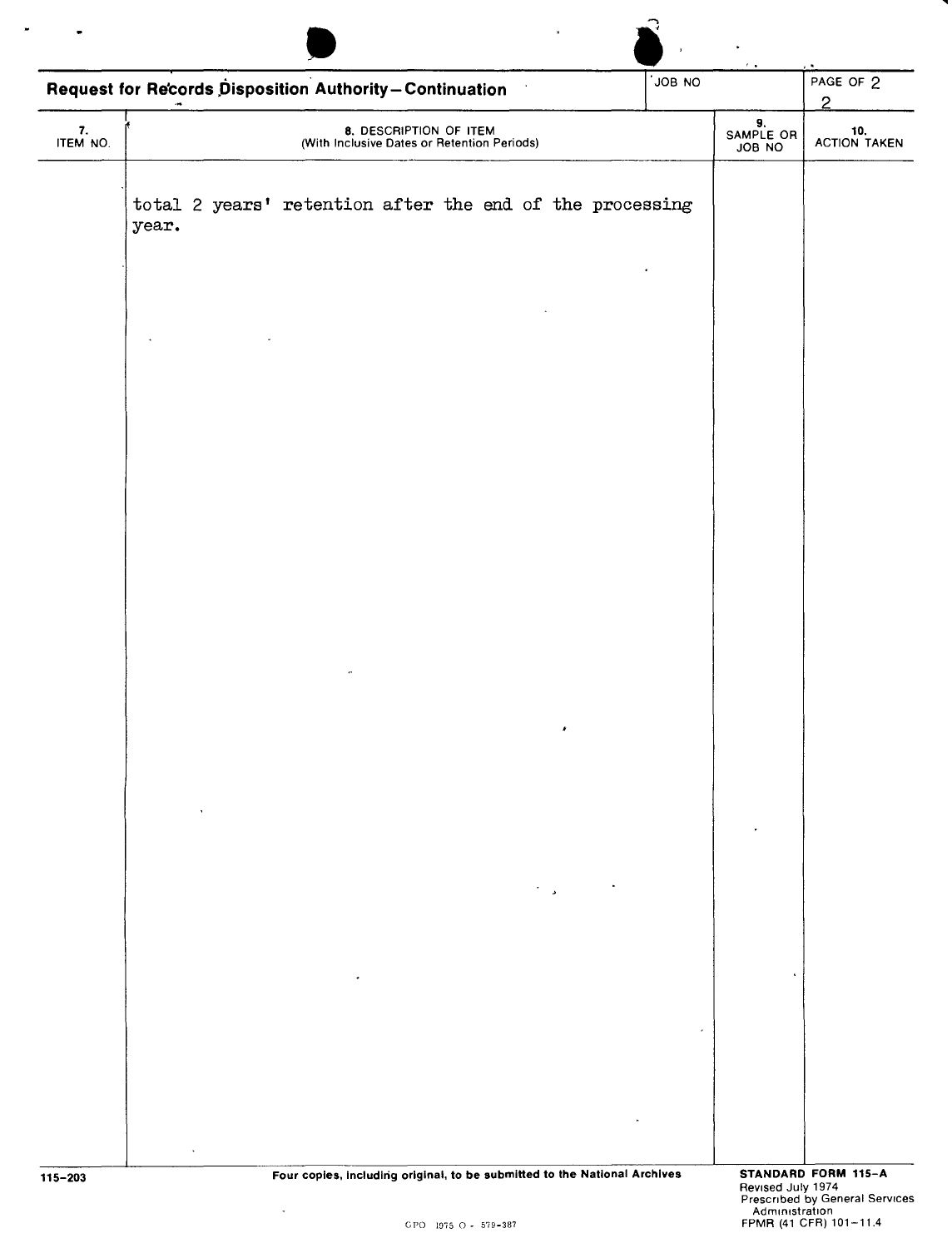## Request for Records Disposition Authority—Continuation

| JOB NO | PAGE 2 OF 2 |
|---|---|
| | |

| 7. ITEM NO. | 8. DESCRIPTION OF ITEM (With Inclusive Dates or Retention Periods) | 9. SAMPLE OR JOB NO | 10. ACTION TAKEN |
|---|---|---|---|
| | total 2 years' retention after the end of the processing year. | | |

115-203

Four copies, including original, to be submitted to the National Archives

STANDARD FORM 115-A
Revised July 1974
Prescribed by General Services Administration
FPMR (41 CFR) 101-11.4

GPO 1975 O - 579-387